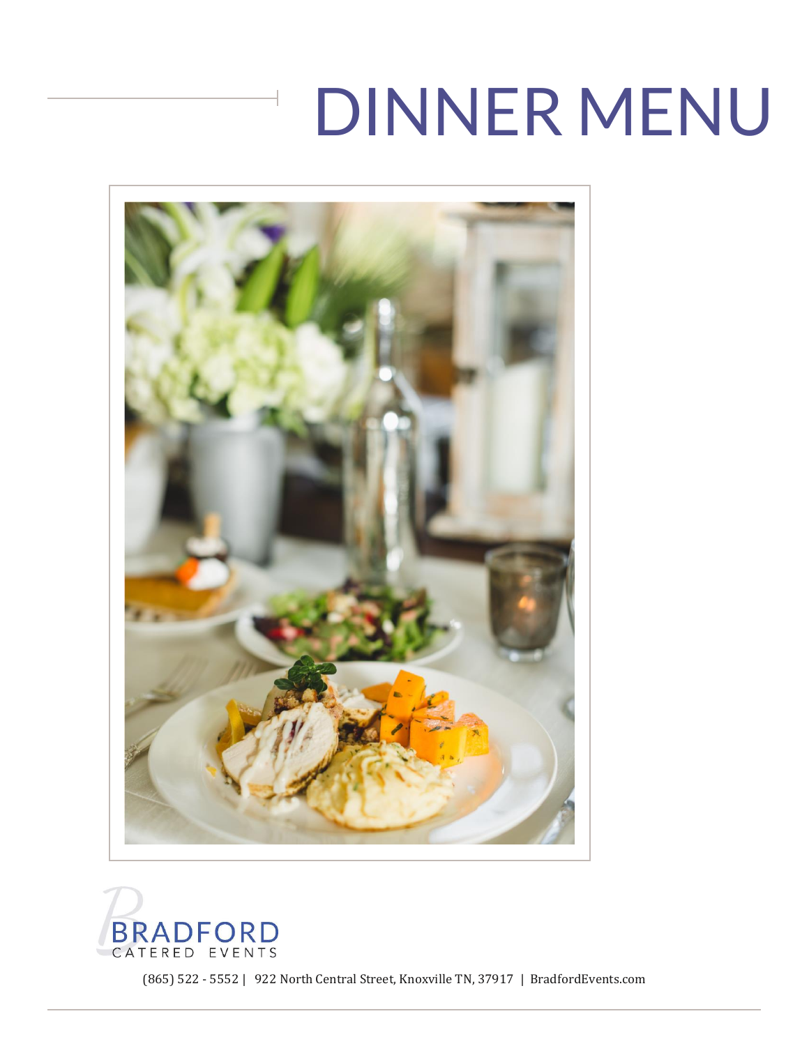# DINNER MENU

BRADFORD
CATERED EVENTS

(865) 522 - 5552 | 922 North Central Street, Knoxville TN, 37917 | BradfordEvents.com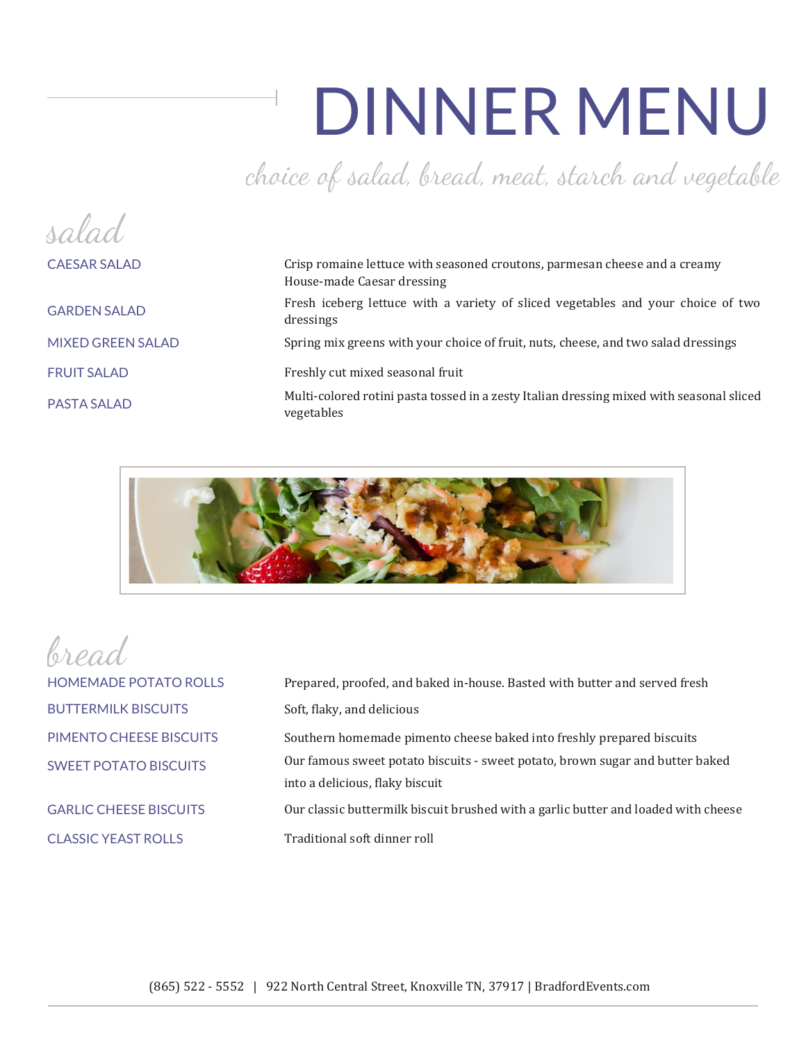# DINNER MENU

*choice of salad, bread, meat, starch and vegetable*

## salad

| | |
|---|---|
| CAESAR SALAD | Crisp romaine lettuce with seasoned croutons, parmesan cheese and a creamy House-made Caesar dressing |
| GARDEN SALAD | Fresh iceberg lettuce with a variety of sliced vegetables and your choice of two dressings |
| MIXED GREEN SALAD | Spring mix greens with your choice of fruit, nuts, cheese, and two salad dressings |
| FRUIT SALAD | Freshly cut mixed seasonal fruit |
| PASTA SALAD | Multi-colored rotini pasta tossed in a zesty Italian dressing mixed with seasonal sliced vegetables |

## bread

| | |
|---|---|
| HOMEMADE POTATO ROLLS | Prepared, proofed, and baked in-house. Basted with butter and served fresh |
| BUTTERMILK BISCUITS | Soft, flaky, and delicious |
| PIMENTO CHEESE BISCUITS | Southern homemade pimento cheese baked into freshly prepared biscuits |
| SWEET POTATO BISCUITS | Our famous sweet potato biscuits - sweet potato, brown sugar and butter baked into a delicious, flaky biscuit |
| GARLIC CHEESE BISCUITS | Our classic buttermilk biscuit brushed with a garlic butter and loaded with cheese |
| CLASSIC YEAST ROLLS | Traditional soft dinner roll |

(865) 522 - 5552 | 922 North Central Street, Knoxville TN, 37917 | BradfordEvents.com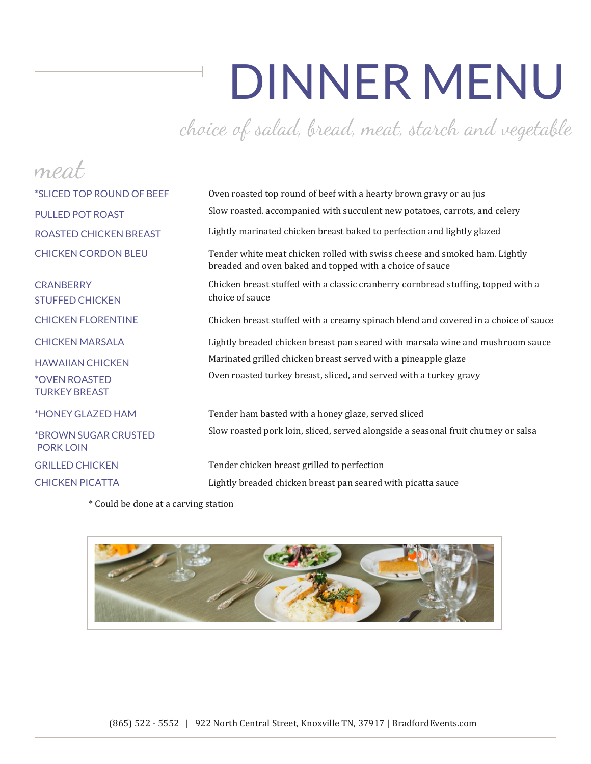# DINNER MENU

*choice of salad, bread, meat, starch and vegetable*

## meat

| | |
|---|---|
| *SLICED TOP ROUND OF BEEF | Oven roasted top round of beef with a hearty brown gravy or au jus |
| PULLED POT ROAST | Slow roasted. accompanied with succulent new potatoes, carrots, and celery |
| ROASTED CHICKEN BREAST | Lightly marinated chicken breast baked to perfection and lightly glazed |
| CHICKEN CORDON BLEU | Tender white meat chicken rolled with swiss cheese and smoked ham. Lightly breaded and oven baked and topped with a choice of sauce |
| CRANBERRY STUFFED CHICKEN | Chicken breast stuffed with a classic cranberry cornbread stuffing, topped with a choice of sauce |
| CHICKEN FLORENTINE | Chicken breast stuffed with a creamy spinach blend and covered in a choice of sauce |
| CHICKEN MARSALA | Lightly breaded chicken breast pan seared with marsala wine and mushroom sauce |
| HAWAIIAN CHICKEN | Marinated grilled chicken breast served with a pineapple glaze |
| *OVEN ROASTED TURKEY BREAST | Oven roasted turkey breast, sliced, and served with a turkey gravy |
| *HONEY GLAZED HAM | Tender ham basted with a honey glaze, served sliced |
| *BROWN SUGAR CRUSTED PORK LOIN | Slow roasted pork loin, sliced, served alongside a seasonal fruit chutney or salsa |
| GRILLED CHICKEN | Tender chicken breast grilled to perfection |
| CHICKEN PICATTA | Lightly breaded chicken breast pan seared with picatta sauce |

* Could be done at a carving station

(865) 522 - 5552 | 922 North Central Street, Knoxville TN, 37917 | BradfordEvents.com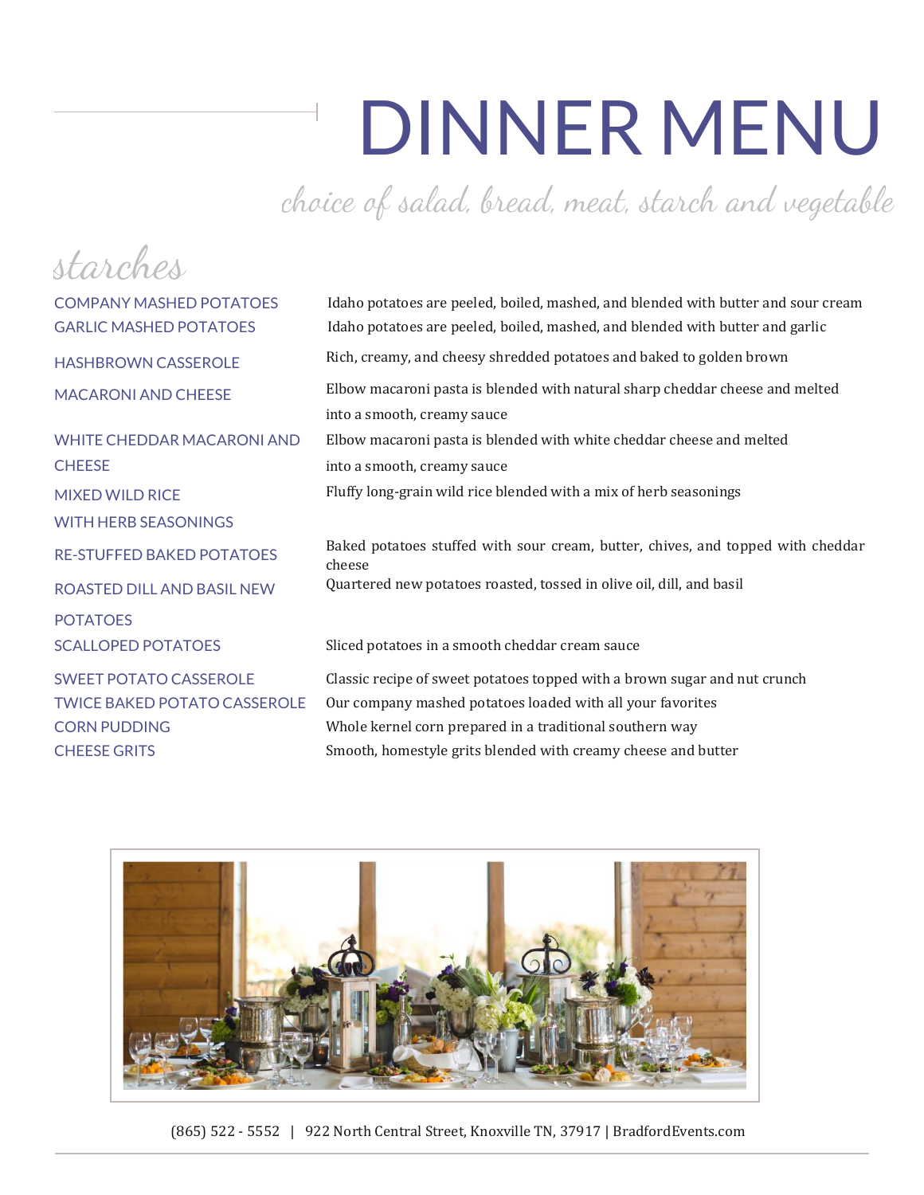# DINNER MENU

*choice of salad, bread, meat, starch and vegetable*

## starches

| | |
|---|---|
| COMPANY MASHED POTATOES | Idaho potatoes are peeled, boiled, mashed, and blended with butter and sour cream |
| GARLIC MASHED POTATOES | Idaho potatoes are peeled, boiled, mashed, and blended with butter and garlic |
| HASHBROWN CASSEROLE | Rich, creamy, and cheesy shredded potatoes and baked to golden brown |
| MACARONI AND CHEESE | Elbow macaroni pasta is blended with natural sharp cheddar cheese and melted into a smooth, creamy sauce |
| WHITE CHEDDAR MACARONI AND CHEESE | Elbow macaroni pasta is blended with white cheddar cheese and melted into a smooth, creamy sauce |
| MIXED WILD RICE WITH HERB SEASONINGS | Fluffy long-grain wild rice blended with a mix of herb seasonings |
| RE-STUFFED BAKED POTATOES | Baked potatoes stuffed with sour cream, butter, chives, and topped with cheddar cheese |
| ROASTED DILL AND BASIL NEW POTATOES | Quartered new potatoes roasted, tossed in olive oil, dill, and basil |
| SCALLOPED POTATOES | Sliced potatoes in a smooth cheddar cream sauce |
| SWEET POTATO CASSEROLE | Classic recipe of sweet potatoes topped with a brown sugar and nut crunch |
| TWICE BAKED POTATO CASSEROLE | Our company mashed potatoes loaded with all your favorites |
| CORN PUDDING | Whole kernel corn prepared in a traditional southern way |
| CHEESE GRITS | Smooth, homestyle grits blended with creamy cheese and butter |

(865) 522 - 5552 | 922 North Central Street, Knoxville TN, 37917 | BradfordEvents.com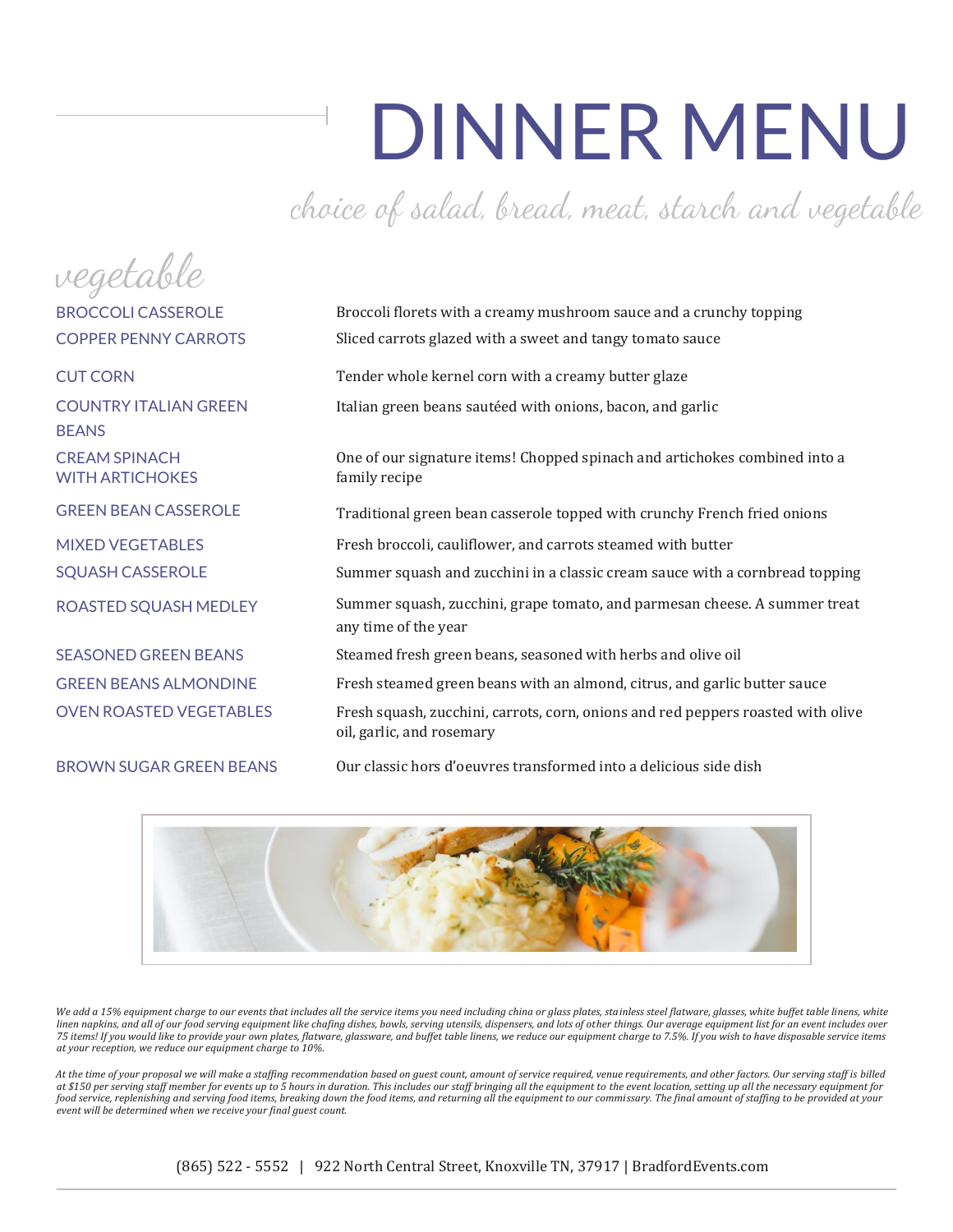# DINNER MENU

*choice of salad, bread, meat, starch and vegetable*

## vegetable

| | |
|---|---|
| BROCCOLI CASSEROLE | Broccoli florets with a creamy mushroom sauce and a crunchy topping |
| COPPER PENNY CARROTS | Sliced carrots glazed with a sweet and tangy tomato sauce |
| CUT CORN | Tender whole kernel corn with a creamy butter glaze |
| COUNTRY ITALIAN GREEN BEANS | Italian green beans sautéed with onions, bacon, and garlic |
| CREAM SPINACH WITH ARTICHOKES | One of our signature items! Chopped spinach and artichokes combined into a family recipe |
| GREEN BEAN CASSEROLE | Traditional green bean casserole topped with crunchy French fried onions |
| MIXED VEGETABLES | Fresh broccoli, cauliflower, and carrots steamed with butter |
| SQUASH CASSEROLE | Summer squash and zucchini in a classic cream sauce with a cornbread topping |
| ROASTED SQUASH MEDLEY | Summer squash, zucchini, grape tomato, and parmesan cheese. A summer treat any time of the year |
| SEASONED GREEN BEANS | Steamed fresh green beans, seasoned with herbs and olive oil |
| GREEN BEANS ALMONDINE | Fresh steamed green beans with an almond, citrus, and garlic butter sauce |
| OVEN ROASTED VEGETABLES | Fresh squash, zucchini, carrots, corn, onions and red peppers roasted with olive oil, garlic, and rosemary |
| BROWN SUGAR GREEN BEANS | Our classic hors d'oeuvres transformed into a delicious side dish |

*We add a 15% equipment charge to our events that includes all the service items you need including china or glass plates, stainless steel flatware, glasses, white buffet table linens, white linen napkins, and all of our food serving equipment like chafing dishes, bowls, serving utensils, dispensers, and lots of other things. Our average equipment list for an event includes over 75 items! If you would like to provide your own plates, flatware, glassware, and buffet table linens, we reduce our equipment charge to 7.5%. If you wish to have disposable service items at your reception, we reduce our equipment charge to 10%.*

*At the time of your proposal we will make a staffing recommendation based on guest count, amount of service required, venue requirements, and other factors. Our serving staff is billed at $150 per serving staff member for events up to 5 hours in duration. This includes our staff bringing all the equipment to the event location, setting up all the necessary equipment for food service, replenishing and serving food items, breaking down the food items, and returning all the equipment to our commissary. The final amount of staffing to be provided at your event will be determined when we receive your final guest count.*

(865) 522 - 5552 | 922 North Central Street, Knoxville TN, 37917 | BradfordEvents.com